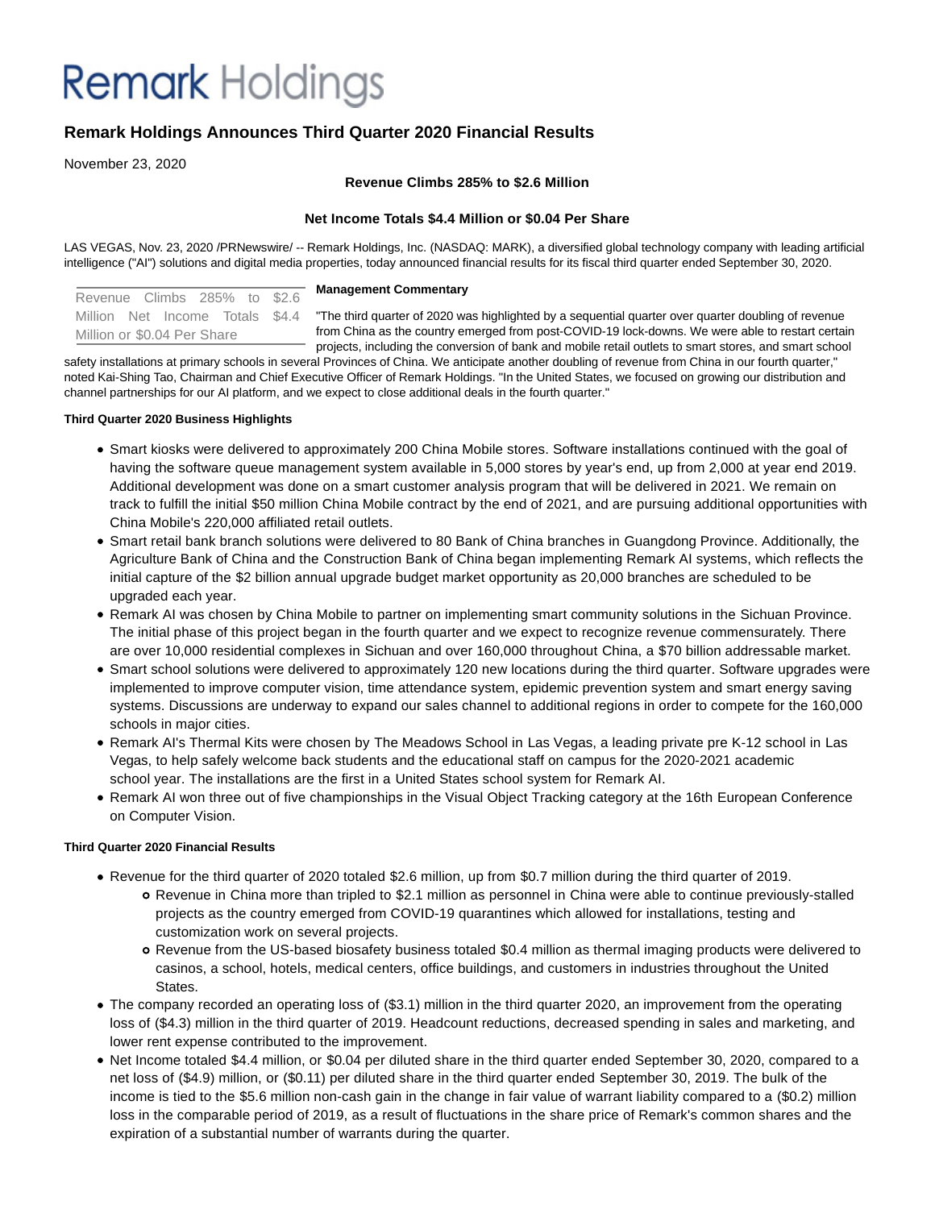# Remark Holdings

## Remark Holdings Announces Third Quarter 2020 Financial Results

November 23, 2020

**Revenue Climbs 285% to $2.6 Million**

**Net Income Totals $4.4 Million or $0.04 Per Share**

LAS VEGAS, Nov. 23, 2020 /PRNewswire/ -- Remark Holdings, Inc. (NASDAQ: MARK), a diversified global technology company with leading artificial intelligence ("AI") solutions and digital media properties, today announced financial results for its fiscal third quarter ended September 30, 2020.

Revenue Climbs 285% to $2.6 Million Net Income Totals $4.4 Million or $0.04 Per Share

**Management Commentary**

"The third quarter of 2020 was highlighted by a sequential quarter over quarter doubling of revenue from China as the country emerged from post-COVID-19 lock-downs. We were able to restart certain projects, including the conversion of bank and mobile retail outlets to smart stores, and smart school safety installations at primary schools in several Provinces of China. We anticipate another doubling of revenue from China in our fourth quarter," noted Kai-Shing Tao, Chairman and Chief Executive Officer of Remark Holdings. "In the United States, we focused on growing our distribution and channel partnerships for our AI platform, and we expect to close additional deals in the fourth quarter."

**Third Quarter 2020 Business Highlights**

- Smart kiosks were delivered to approximately 200 China Mobile stores. Software installations continued with the goal of having the software queue management system available in 5,000 stores by year's end, up from 2,000 at year end 2019. Additional development was done on a smart customer analysis program that will be delivered in 2021. We remain on track to fulfill the initial $50 million China Mobile contract by the end of 2021, and are pursuing additional opportunities with China Mobile's 220,000 affiliated retail outlets.
- Smart retail bank branch solutions were delivered to 80 Bank of China branches in Guangdong Province. Additionally, the Agriculture Bank of China and the Construction Bank of China began implementing Remark AI systems, which reflects the initial capture of the $2 billion annual upgrade budget market opportunity as 20,000 branches are scheduled to be upgraded each year.
- Remark AI was chosen by China Mobile to partner on implementing smart community solutions in the Sichuan Province. The initial phase of this project began in the fourth quarter and we expect to recognize revenue commensurately. There are over 10,000 residential complexes in Sichuan and over 160,000 throughout China, a $70 billion addressable market.
- Smart school solutions were delivered to approximately 120 new locations during the third quarter. Software upgrades were implemented to improve computer vision, time attendance system, epidemic prevention system and smart energy saving systems. Discussions are underway to expand our sales channel to additional regions in order to compete for the 160,000 schools in major cities.
- Remark AI's Thermal Kits were chosen by The Meadows School in Las Vegas, a leading private pre K-12 school in Las Vegas, to help safely welcome back students and the educational staff on campus for the 2020-2021 academic school year. The installations are the first in a United States school system for Remark AI.
- Remark AI won three out of five championships in the Visual Object Tracking category at the 16th European Conference on Computer Vision.

**Third Quarter 2020 Financial Results**

- Revenue for the third quarter of 2020 totaled $2.6 million, up from $0.7 million during the third quarter of 2019.
  - Revenue in China more than tripled to $2.1 million as personnel in China were able to continue previously-stalled projects as the country emerged from COVID-19 quarantines which allowed for installations, testing and customization work on several projects.
  - Revenue from the US-based biosafety business totaled $0.4 million as thermal imaging products were delivered to casinos, a school, hotels, medical centers, office buildings, and customers in industries throughout the United States.
- The company recorded an operating loss of ($3.1) million in the third quarter 2020, an improvement from the operating loss of ($4.3) million in the third quarter of 2019. Headcount reductions, decreased spending in sales and marketing, and lower rent expense contributed to the improvement.
- Net Income totaled $4.4 million, or $0.04 per diluted share in the third quarter ended September 30, 2020, compared to a net loss of ($4.9) million, or ($0.11) per diluted share in the third quarter ended September 30, 2019. The bulk of the income is tied to the $5.6 million non-cash gain in the change in fair value of warrant liability compared to a ($0.2) million loss in the comparable period of 2019, as a result of fluctuations in the share price of Remark's common shares and the expiration of a substantial number of warrants during the quarter.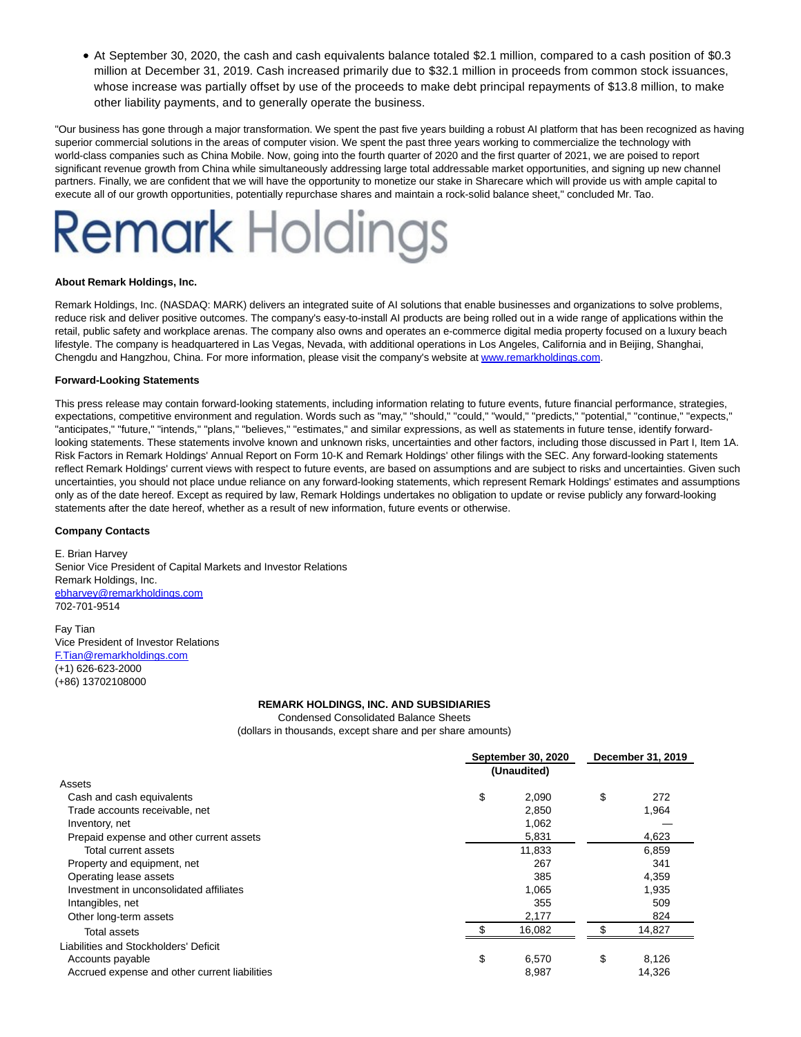- At September 30, 2020, the cash and cash equivalents balance totaled $2.1 million, compared to a cash position of $0.3 million at December 31, 2019. Cash increased primarily due to $32.1 million in proceeds from common stock issuances, whose increase was partially offset by use of the proceeds to make debt principal repayments of $13.8 million, to make other liability payments, and to generally operate the business.

"Our business has gone through a major transformation. We spent the past five years building a robust AI platform that has been recognized as having superior commercial solutions in the areas of computer vision. We spent the past three years working to commercialize the technology with world-class companies such as China Mobile. Now, going into the fourth quarter of 2020 and the first quarter of 2021, we are poised to report significant revenue growth from China while simultaneously addressing large total addressable market opportunities, and signing up new channel partners. Finally, we are confident that we will have the opportunity to monetize our stake in Sharecare which will provide us with ample capital to execute all of our growth opportunities, potentially repurchase shares and maintain a rock-solid balance sheet," concluded Mr. Tao.

Remark Holdings

**About Remark Holdings, Inc.**

Remark Holdings, Inc. (NASDAQ: MARK) delivers an integrated suite of AI solutions that enable businesses and organizations to solve problems, reduce risk and deliver positive outcomes. The company's easy-to-install AI products are being rolled out in a wide range of applications within the retail, public safety and workplace arenas. The company also owns and operates an e-commerce digital media property focused on a luxury beach lifestyle. The company is headquartered in Las Vegas, Nevada, with additional operations in Los Angeles, California and in Beijing, Shanghai, Chengdu and Hangzhou, China. For more information, please visit the company's website at www.remarkholdings.com.

**Forward-Looking Statements**

This press release may contain forward-looking statements, including information relating to future events, future financial performance, strategies, expectations, competitive environment and regulation. Words such as "may," "should," "could," "would," "predicts," "potential," "continue," "expects," "anticipates," "future," "intends," "plans," "believes," "estimates," and similar expressions, as well as statements in future tense, identify forward-looking statements. These statements involve known and unknown risks, uncertainties and other factors, including those discussed in Part I, Item 1A. Risk Factors in Remark Holdings' Annual Report on Form 10-K and Remark Holdings' other filings with the SEC. Any forward-looking statements reflect Remark Holdings' current views with respect to future events, are based on assumptions and are subject to risks and uncertainties. Given such uncertainties, you should not place undue reliance on any forward-looking statements, which represent Remark Holdings' estimates and assumptions only as of the date hereof. Except as required by law, Remark Holdings undertakes no obligation to update or revise publicly any forward-looking statements after the date hereof, whether as a result of new information, future events or otherwise.

**Company Contacts**

E. Brian Harvey
Senior Vice President of Capital Markets and Investor Relations
Remark Holdings, Inc.
ebharvey@remarkholdings.com
702-701-9514

Fay Tian
Vice President of Investor Relations
F.Tian@remarkholdings.com
(+1) 626-623-2000
(+86) 13702108000

**REMARK HOLDINGS, INC. AND SUBSIDIARIES**
Condensed Consolidated Balance Sheets
(dollars in thousands, except share and per share amounts)

| | September 30, 2020 (Unaudited) | December 31, 2019 |
|---|---|---|
| Assets | | |
| Cash and cash equivalents | $ 2,090 | $ 272 |
| Trade accounts receivable, net | 2,850 | 1,964 |
| Inventory, net | 1,062 | — |
| Prepaid expense and other current assets | 5,831 | 4,623 |
| Total current assets | 11,833 | 6,859 |
| Property and equipment, net | 267 | 341 |
| Operating lease assets | 385 | 4,359 |
| Investment in unconsolidated affiliates | 1,065 | 1,935 |
| Intangibles, net | 355 | 509 |
| Other long-term assets | 2,177 | 824 |
| Total assets | $ 16,082 | $ 14,827 |
| Liabilities and Stockholders' Deficit | | |
| Accounts payable | $ 6,570 | $ 8,126 |
| Accrued expense and other current liabilities | 8,987 | 14,326 |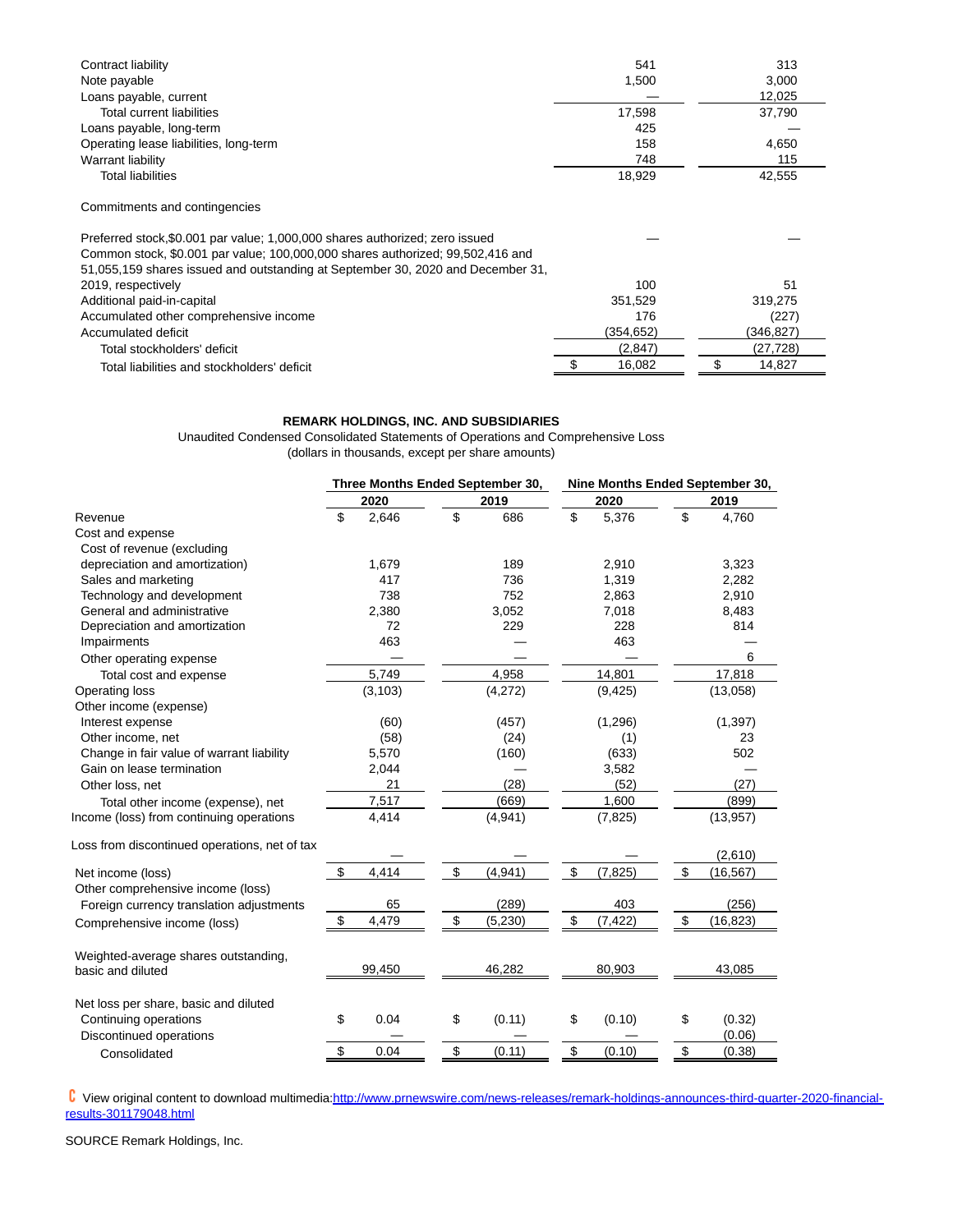| | September 30, 2020 | December 31, 2019 |
|---|---|---|
| Contract liability | 541 | 313 |
| Note payable | 1,500 | 3,000 |
| Loans payable, current | — | 12,025 |
| Total current liabilities | 17,598 | 37,790 |
| Loans payable, long-term | 425 | — |
| Operating lease liabilities, long-term | 158 | 4,650 |
| Warrant liability | 748 | 115 |
| Total liabilities | 18,929 | 42,555 |
| Commitments and contingencies | | |
| Preferred stock,$0.001 par value; 1,000,000 shares authorized; zero issued | — | — |
| Common stock, $0.001 par value; 100,000,000 shares authorized; 99,502,416 and 51,055,159 shares issued and outstanding at September 30, 2020 and December 31, 2019, respectively | 100 | 51 |
| Additional paid-in-capital | 351,529 | 319,275 |
| Accumulated other comprehensive income | 176 | (227) |
| Accumulated deficit | (354,652) | (346,827) |
| Total stockholders' deficit | (2,847) | (27,728) |
| Total liabilities and stockholders' deficit | $ 16,082 | $ 14,827 |

**REMARK HOLDINGS, INC. AND SUBSIDIARIES**

Unaudited Condensed Consolidated Statements of Operations and Comprehensive Loss

(dollars in thousands, except per share amounts)

| | Three Months Ended September 30, | | Nine Months Ended September 30, | |
|---|---|---|---|---|
| | 2020 | 2019 | 2020 | 2019 |
| Revenue | $ 2,646 | $ 686 | $ 5,376 | $ 4,760 |
| Cost and expense | | | | |
| Cost of revenue (excluding depreciation and amortization) | 1,679 | 189 | 2,910 | 3,323 |
| Sales and marketing | 417 | 736 | 1,319 | 2,282 |
| Technology and development | 738 | 752 | 2,863 | 2,910 |
| General and administrative | 2,380 | 3,052 | 7,018 | 8,483 |
| Depreciation and amortization | 72 | 229 | 228 | 814 |
| Impairments | 463 | — | 463 | — |
| Other operating expense | — | — | — | 6 |
| Total cost and expense | 5,749 | 4,958 | 14,801 | 17,818 |
| Operating loss | (3,103) | (4,272) | (9,425) | (13,058) |
| Other income (expense) | | | | |
| Interest expense | (60) | (457) | (1,296) | (1,397) |
| Other income, net | (58) | (24) | (1) | 23 |
| Change in fair value of warrant liability | 5,570 | (160) | (633) | 502 |
| Gain on lease termination | 2,044 | — | 3,582 | — |
| Other loss, net | 21 | (28) | (52) | (27) |
| Total other income (expense), net | 7,517 | (669) | 1,600 | (899) |
| Income (loss) from continuing operations | 4,414 | (4,941) | (7,825) | (13,957) |
| Loss from discontinued operations, net of tax | — | — | — | (2,610) |
| Net income (loss) | $ 4,414 | $ (4,941) | $ (7,825) | $ (16,567) |
| Other comprehensive income (loss) | | | | |
| Foreign currency translation adjustments | 65 | (289) | 403 | (256) |
| Comprehensive income (loss) | $ 4,479 | $ (5,230) | $ (7,422) | $ (16,823) |
| Weighted-average shares outstanding, basic and diluted | 99,450 | 46,282 | 80,903 | 43,085 |
| Net loss per share, basic and diluted | | | | |
| Continuing operations | $ 0.04 | $ (0.11) | $ (0.10) | $ (0.32) |
| Discontinued operations | — | — | — | (0.06) |
| Consolidated | $ 0.04 | $ (0.11) | $ (0.10) | $ (0.38) |

View original content to download multimedia:http://www.prnewswire.com/news-releases/remark-holdings-announces-third-quarter-2020-financial-results-301179048.html

SOURCE Remark Holdings, Inc.